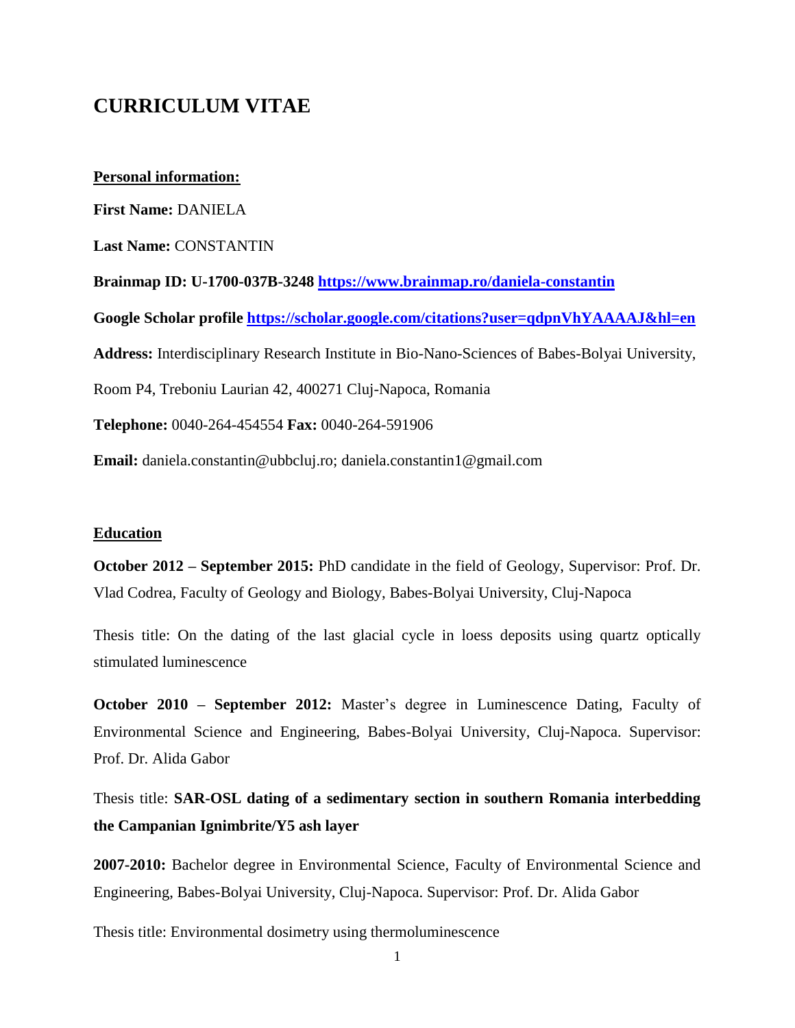# CURRICULUM VITAE

## Personal information:

**First Name:** DANIELA

**Last Name:** CONSTANTIN

**Brainmap ID: U-1700-037B-3248 [https://www.brainmap.ro/daniela-constantin](https://www.brainmap.ro/daniela-constantin)**

**Google Scholar profile [https://scholar.google.com/citations?user=qdpnVhYAAAAJ&hl=en](https://scholar.google.com/citations?user=qdpnVhYAAAAJ&hl=en)**

**Address:** Interdisciplinary Research Institute in Bio-Nano-Sciences of Babes-Bolyai University, Room P4, Treboniu Laurian 42, 400271 Cluj-Napoca, Romania

**Telephone:** 0040-264-454554 **Fax:** 0040-264-591906

**Email:** daniela.constantin@ubbcluj.ro; daniela.constantin1@gmail.com

## Education

**October 2012 – September 2015:** PhD candidate in the field of Geology, Supervisor: Prof. Dr. Vlad Codrea, Faculty of Geology and Biology, Babes-Bolyai University, Cluj-Napoca

Thesis title: On the dating of the last glacial cycle in loess deposits using quartz optically stimulated luminescence

**October 2010 – September 2012:** Master's degree in Luminescence Dating, Faculty of Environmental Science and Engineering, Babes-Bolyai University, Cluj-Napoca. Supervisor: Prof. Dr. Alida Gabor

Thesis title: **SAR-OSL dating of a sedimentary section in southern Romania interbedding the Campanian Ignimbrite/Y5 ash layer**

**2007-2010:** Bachelor degree in Environmental Science, Faculty of Environmental Science and Engineering, Babes-Bolyai University, Cluj-Napoca. Supervisor: Prof. Dr. Alida Gabor

Thesis title: Environmental dosimetry using thermoluminescence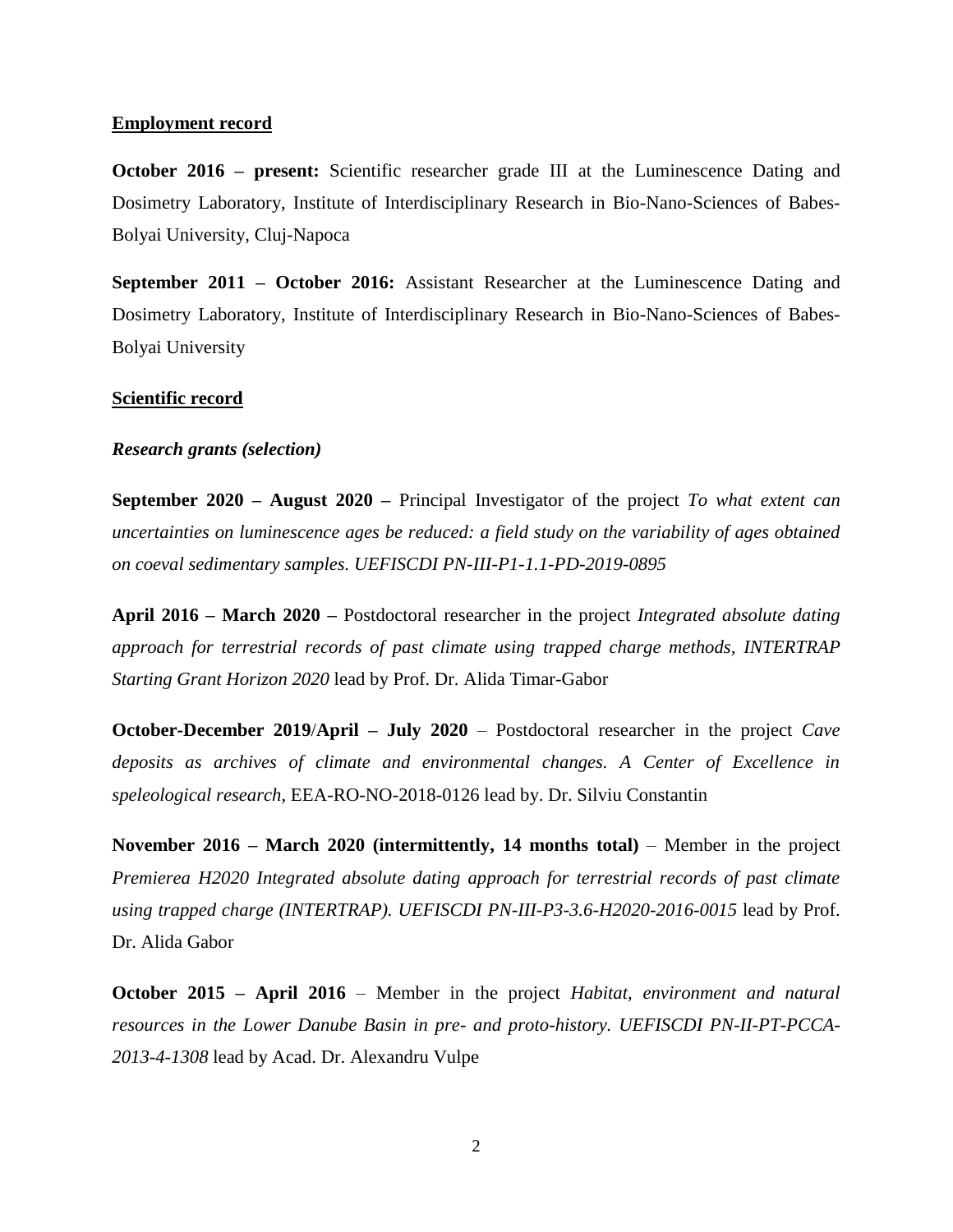**Employment record**

**October 2016 – present:** Scientific researcher grade III at the Luminescence Dating and Dosimetry Laboratory, Institute of Interdisciplinary Research in Bio-Nano-Sciences of Babes-Bolyai University, Cluj-Napoca

**September 2011 – October 2016:** Assistant Researcher at the Luminescence Dating and Dosimetry Laboratory, Institute of Interdisciplinary Research in Bio-Nano-Sciences of Babes-Bolyai University

**Scientific record**

***Research grants (selection)***

**September 2020 – August 2020 –** Principal Investigator of the project *To what extent can uncertainties on luminescence ages be reduced: a field study on the variability of ages obtained on coeval sedimentary samples. UEFISCDI PN-III-P1-1.1-PD-2019-0895*

**April 2016 – March 2020 –** Postdoctoral researcher in the project *Integrated absolute dating approach for terrestrial records of past climate using trapped charge methods, INTERTRAP Starting Grant Horizon 2020* lead by Prof. Dr. Alida Timar-Gabor

**October-December 2019/April – July 2020** – Postdoctoral researcher in the project *Cave deposits as archives of climate and environmental changes. A Center of Excellence in speleological research*, EEA-RO-NO-2018-0126 lead by. Dr. Silviu Constantin

**November 2016 – March 2020 (intermittently, 14 months total)** – Member in the project *Premierea H2020 Integrated absolute dating approach for terrestrial records of past climate using trapped charge (INTERTRAP). UEFISCDI PN-III-P3-3.6-H2020-2016-0015* lead by Prof. Dr. Alida Gabor

**October 2015 – April 2016** – Member in the project *Habitat, environment and natural resources in the Lower Danube Basin in pre- and proto-history. UEFISCDI PN-II-PT-PCCA-2013-4-1308* lead by Acad. Dr. Alexandru Vulpe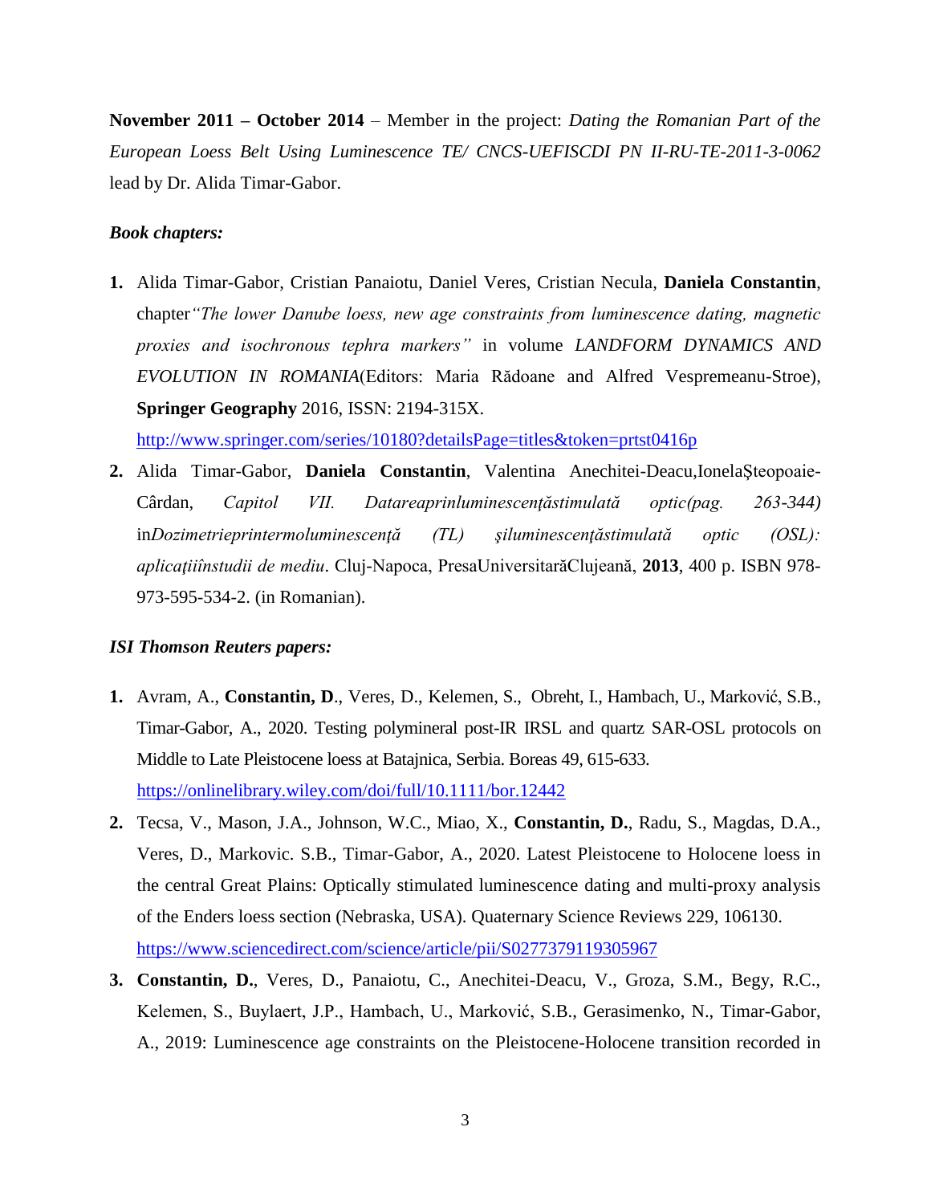**November 2011 – October 2014** – Member in the project: *Dating the Romanian Part of the European Loess Belt Using Luminescence TE/ CNCS-UEFISCDI PN II-RU-TE-2011-3-0062* lead by Dr. Alida Timar-Gabor.

***Book chapters:***

1. Alida Timar-Gabor, Cristian Panaiotu, Daniel Veres, Cristian Necula, **Daniela Constantin**, chapter*"The lower Danube loess, new age constraints from luminescence dating, magnetic proxies and isochronous tephra markers"* in volume *LANDFORM DYNAMICS AND EVOLUTION IN ROMANIA*(Editors: Maria Rădoane and Alfred Vespremeanu-Stroe), **Springer Geography** 2016, ISSN: 2194-315X.
http://www.springer.com/series/10180?detailsPage=titles&token=prtst0416p
2. Alida Timar-Gabor, **Daniela Constantin**, Valentina Anechitei-Deacu,IonelaŞteopoaie-Cârdan, *Capitol VII. Datareaprinluminescenţăstimulată optic(pag. 263-344)* in*Dozimetrieprintermoluminescenţă (TL) şiluminescenţăstimulată optic (OSL): aplicaţiiînstudii de mediu*. Cluj-Napoca, PresaUniversitarăClujeană, **2013**, 400 p. ISBN 978-973-595-534-2. (in Romanian).

***ISI Thomson Reuters papers:***

1. Avram, A., **Constantin, D**., Veres, D., Kelemen, S., Obreht, I., Hambach, U., Marković, S.B., Timar-Gabor, A., 2020. Testing polymineral post-IR IRSL and quartz SAR-OSL protocols on Middle to Late Pleistocene loess at Batajnica, Serbia. Boreas 49, 615-633.
https://onlinelibrary.wiley.com/doi/full/10.1111/bor.12442
2. Tecsa, V., Mason, J.A., Johnson, W.C., Miao, X., **Constantin, D.**, Radu, S., Magdas, D.A., Veres, D., Markovic. S.B., Timar-Gabor, A., 2020. Latest Pleistocene to Holocene loess in the central Great Plains: Optically stimulated luminescence dating and multi-proxy analysis of the Enders loess section (Nebraska, USA). Quaternary Science Reviews 229, 106130.
https://www.sciencedirect.com/science/article/pii/S0277379119305967
3. **Constantin, D.**, Veres, D., Panaiotu, C., Anechitei-Deacu, V., Groza, S.M., Begy, R.C., Kelemen, S., Buylaert, J.P., Hambach, U., Marković, S.B., Gerasimenko, N., Timar-Gabor, A., 2019: Luminescence age constraints on the Pleistocene-Holocene transition recorded in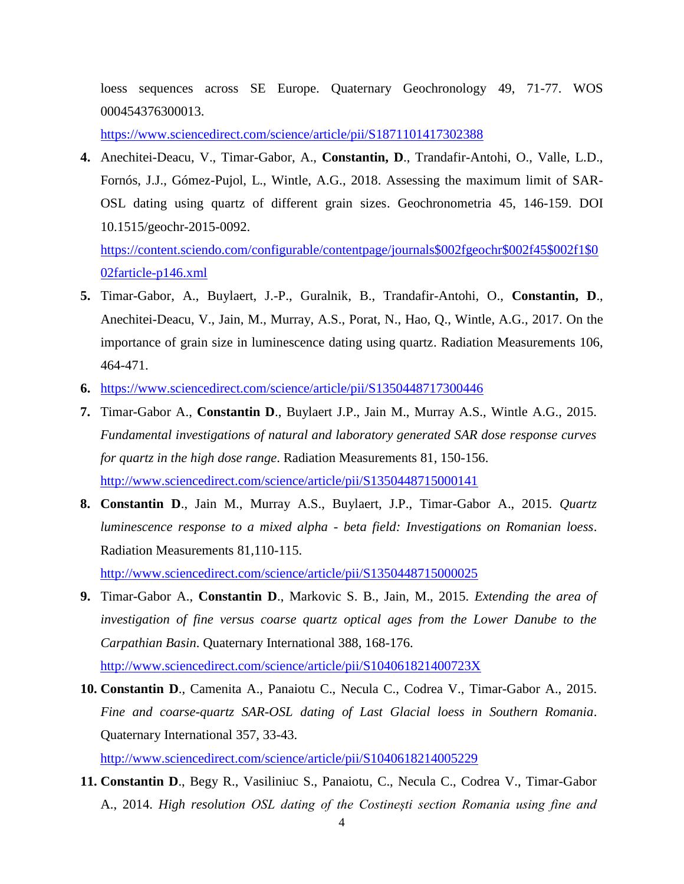loess sequences across SE Europe. Quaternary Geochronology 49, 71-77. WOS 000454376300013.

https://www.sciencedirect.com/science/article/pii/S1871101417302388

4. Anechitei-Deacu, V., Timar-Gabor, A., **Constantin, D**., Trandafir-Antohi, O., Valle, L.D., Fornós, J.J., Gómez-Pujol, L., Wintle, A.G., 2018. Assessing the maximum limit of SAR-OSL dating using quartz of different grain sizes. Geochronometria 45, 146-159. DOI 10.1515/geochr-2015-0092.

   https://content.sciendo.com/configurable/contentpage/journals$002fgeochr$002f45$002f1$002farticle-p146.xml

5. Timar-Gabor, A., Buylaert, J.-P., Guralnik, B., Trandafir-Antohi, O., **Constantin, D**., Anechitei-Deacu, V., Jain, M., Murray, A.S., Porat, N., Hao, Q., Wintle, A.G., 2017. On the importance of grain size in luminescence dating using quartz. Radiation Measurements 106, 464-471.

6. https://www.sciencedirect.com/science/article/pii/S1350448717300446

7. Timar-Gabor A., **Constantin D**., Buylaert J.P., Jain M., Murray A.S., Wintle A.G., 2015. *Fundamental investigations of natural and laboratory generated SAR dose response curves for quartz in the high dose range*. Radiation Measurements 81, 150-156.

   http://www.sciencedirect.com/science/article/pii/S1350448715000141

8. **Constantin D**., Jain M., Murray A.S., Buylaert, J.P., Timar-Gabor A., 2015. *Quartz luminescence response to a mixed alpha - beta field: Investigations on Romanian loess*. Radiation Measurements 81,110-115.

   http://www.sciencedirect.com/science/article/pii/S1350448715000025

9. Timar-Gabor A., **Constantin D**., Markovic S. B., Jain, M., 2015. *Extending the area of investigation of fine versus coarse quartz optical ages from the Lower Danube to the Carpathian Basin*. Quaternary International 388, 168-176.

   http://www.sciencedirect.com/science/article/pii/S104061821400723X

10. **Constantin D**., Camenita A., Panaiotu C., Necula C., Codrea V., Timar-Gabor A., 2015. *Fine and coarse-quartz SAR-OSL dating of Last Glacial loess in Southern Romania*. Quaternary International 357, 33-43.

    http://www.sciencedirect.com/science/article/pii/S1040618214005229

11. **Constantin D**., Begy R., Vasiliniuc S., Panaiotu, C., Necula C., Codrea V., Timar-Gabor A., 2014. *High resolution OSL dating of the Costinești section Romania using fine and*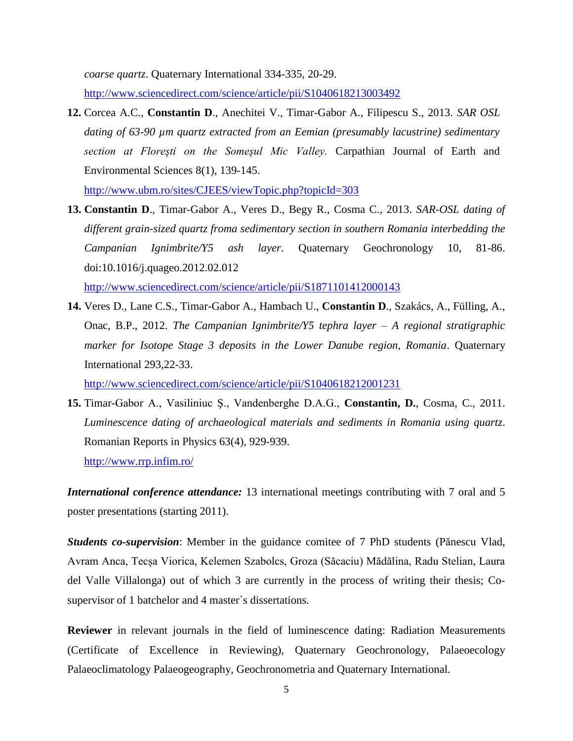*coarse quartz*. Quaternary International 334-335, 20-29.
[http://www.sciencedirect.com/science/article/pii/S1040618213003492](http://www.sciencedirect.com/science/article/pii/S1040618213003492)

**12.** Corcea A.C., **Constantin D**., Anechitei V., Timar-Gabor A., Filipescu S., 2013. *SAR OSL dating of 63-90 µm quartz extracted from an Eemian (presumably lacustrine) sedimentary section at Florești on the Someșul Mic Valley.* Carpathian Journal of Earth and Environmental Sciences 8(1), 139-145.
[http://www.ubm.ro/sites/CJEES/viewTopic.php?topicId=303](http://www.ubm.ro/sites/CJEES/viewTopic.php?topicId=303)

**13. Constantin D**., Timar-Gabor A., Veres D., Begy R., Cosma C., 2013. *SAR-OSL dating of different grain-sized quartz froma sedimentary section in southern Romania interbedding the Campanian Ignimbrite/Y5 ash layer*. Quaternary Geochronology 10, 81-86. doi:10.1016/j.quageo.2012.02.012
[http://www.sciencedirect.com/science/article/pii/S1871101412000143](http://www.sciencedirect.com/science/article/pii/S1871101412000143)

**14.** Veres D., Lane C.S., Timar-Gabor A., Hambach U., **Constantin D**., Szakács, A., Fülling, A., Onac, B.P., 2012. *The Campanian Ignimbrite/Y5 tephra layer – A regional stratigraphic marker for Isotope Stage 3 deposits in the Lower Danube region, Romania*. Quaternary International 293,22-33.
[http://www.sciencedirect.com/science/article/pii/S1040618212001231](http://www.sciencedirect.com/science/article/pii/S1040618212001231)

**15.** Timar-Gabor A., Vasiliniuc Ș., Vandenberghe D.A.G., **Constantin, D.**, Cosma, C., 2011. *Luminescence dating of archaeological materials and sediments in Romania using quartz*. Romanian Reports in Physics 63(4), 929-939.
[http://www.rrp.infim.ro/](http://www.rrp.infim.ro/)

***International conference attendance:*** 13 international meetings contributing with 7 oral and 5 poster presentations (starting 2011).

***Students co-supervision***: Member in the guidance comitee of 7 PhD students (Pănescu Vlad, Avram Anca, Tecșa Viorica, Kelemen Szabolcs, Groza (Săcaciu) Mădălina, Radu Stelian, Laura del Valle Villalonga) out of which 3 are currently in the process of writing their thesis; Co-supervisor of 1 batchelor and 4 master`s dissertations.

**Reviewer** in relevant journals in the field of luminescence dating: Radiation Measurements (Certificate of Excellence in Reviewing), Quaternary Geochronology, Palaeoecology Palaeoclimatology Palaeogeography, Geochronometria and Quaternary International.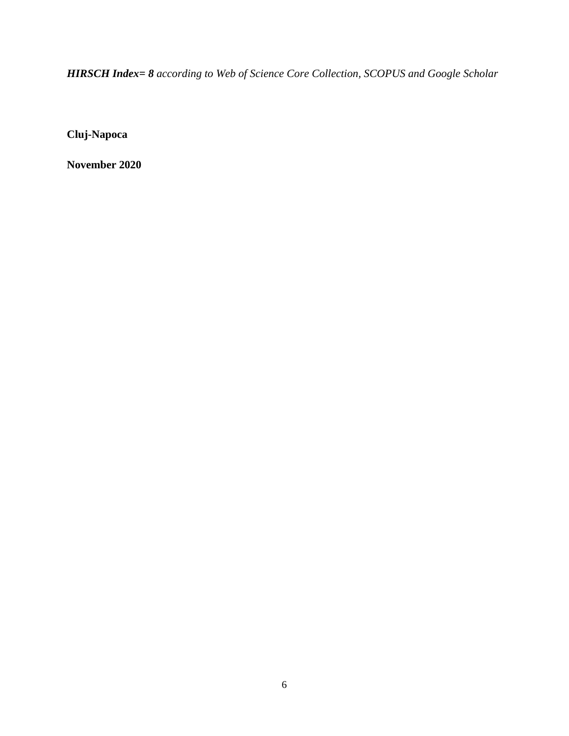***HIRSCH Index= 8*** *according to Web of Science Core Collection, SCOPUS and Google Scholar*

**Cluj-Napoca**

**November 2020**